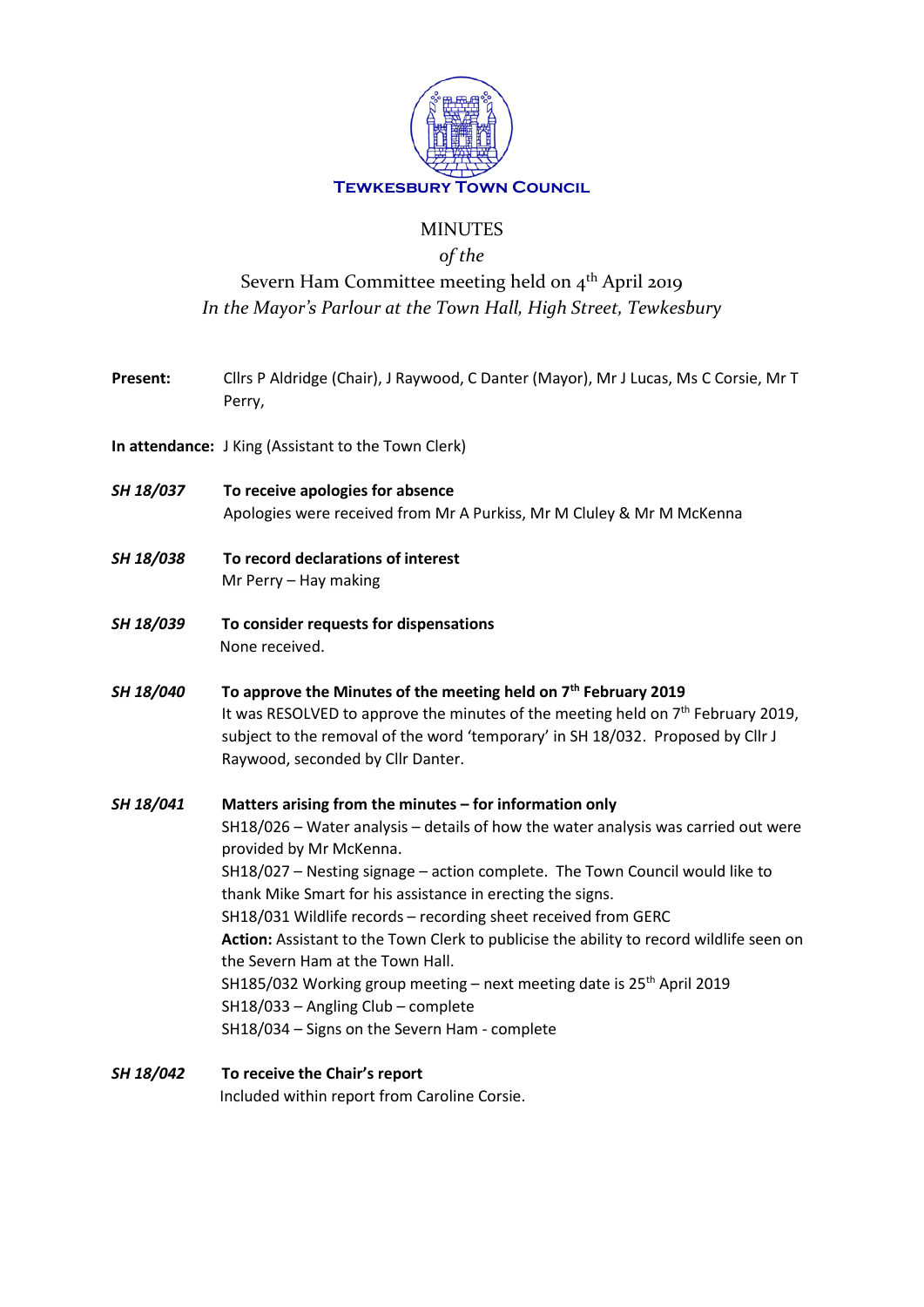**TEWKESBURY TOWN COUNCIL**

# MINUTES

*of the*

## Severn Ham Committee meeting held on 4th April 2019

*In the Mayor's Parlour at the Town Hall, High Street, Tewkesbury*

**Present:** Cllrs P Aldridge (Chair), J Raywood, C Danter (Mayor), Mr J Lucas, Ms C Corsie, Mr T Perry,

**In attendance:** J King (Assistant to the Town Clerk)

***SH 18/037*** **To receive apologies for absence**
Apologies were received from Mr A Purkiss, Mr M Cluley & Mr M McKenna

***SH 18/038*** **To record declarations of interest**
Mr Perry – Hay making

***SH 18/039*** **To consider requests for dispensations**
None received.

***SH 18/040*** **To approve the Minutes of the meeting held on 7th February 2019**
It was RESOLVED to approve the minutes of the meeting held on 7th February 2019, subject to the removal of the word 'temporary' in SH 18/032. Proposed by Cllr J Raywood, seconded by Cllr Danter.

***SH 18/041*** **Matters arising from the minutes – for information only**
SH18/026 – Water analysis – details of how the water analysis was carried out were provided by Mr McKenna.
SH18/027 – Nesting signage – action complete. The Town Council would like to thank Mike Smart for his assistance in erecting the signs.
SH18/031 Wildlife records – recording sheet received from GERC
**Action:** Assistant to the Town Clerk to publicise the ability to record wildlife seen on the Severn Ham at the Town Hall.
SH185/032 Working group meeting – next meeting date is 25th April 2019
SH18/033 – Angling Club – complete
SH18/034 – Signs on the Severn Ham - complete

***SH 18/042*** **To receive the Chair's report**
Included within report from Caroline Corsie.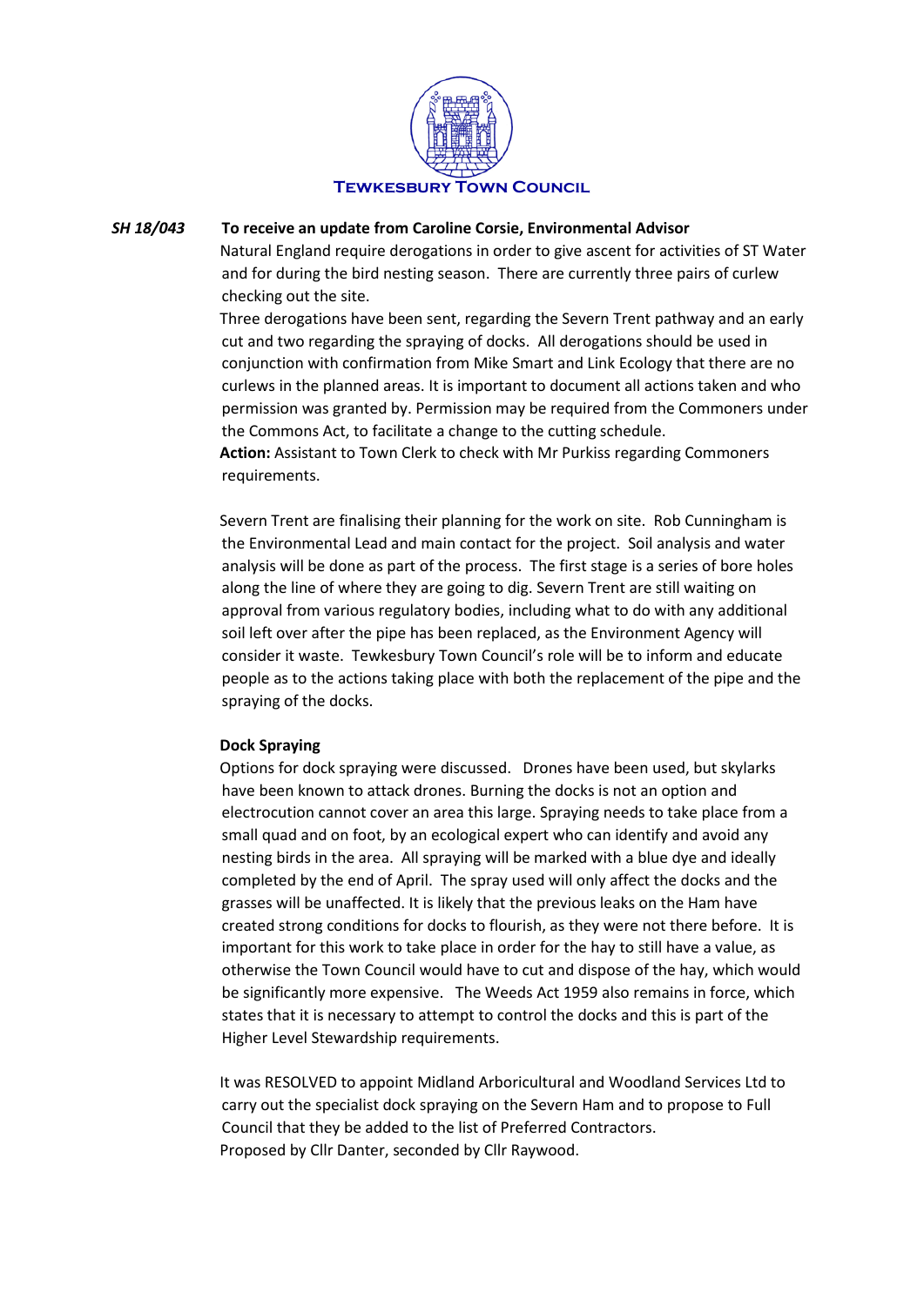**TEWKESBURY TOWN COUNCIL**

***SH 18/043*** **To receive an update from Caroline Corsie, Environmental Advisor**

Natural England require derogations in order to give ascent for activities of ST Water and for during the bird nesting season. There are currently three pairs of curlew checking out the site.

Three derogations have been sent, regarding the Severn Trent pathway and an early cut and two regarding the spraying of docks. All derogations should be used in conjunction with confirmation from Mike Smart and Link Ecology that there are no curlews in the planned areas. It is important to document all actions taken and who permission was granted by. Permission may be required from the Commoners under the Commons Act, to facilitate a change to the cutting schedule.

**Action:** Assistant to Town Clerk to check with Mr Purkiss regarding Commoners requirements.

Severn Trent are finalising their planning for the work on site. Rob Cunningham is the Environmental Lead and main contact for the project. Soil analysis and water analysis will be done as part of the process. The first stage is a series of bore holes along the line of where they are going to dig. Severn Trent are still waiting on approval from various regulatory bodies, including what to do with any additional soil left over after the pipe has been replaced, as the Environment Agency will consider it waste. Tewkesbury Town Council's role will be to inform and educate people as to the actions taking place with both the replacement of the pipe and the spraying of the docks.

**Dock Spraying**

Options for dock spraying were discussed. Drones have been used, but skylarks have been known to attack drones. Burning the docks is not an option and electrocution cannot cover an area this large. Spraying needs to take place from a small quad and on foot, by an ecological expert who can identify and avoid any nesting birds in the area. All spraying will be marked with a blue dye and ideally completed by the end of April. The spray used will only affect the docks and the grasses will be unaffected. It is likely that the previous leaks on the Ham have created strong conditions for docks to flourish, as they were not there before. It is important for this work to take place in order for the hay to still have a value, as otherwise the Town Council would have to cut and dispose of the hay, which would be significantly more expensive. The Weeds Act 1959 also remains in force, which states that it is necessary to attempt to control the docks and this is part of the Higher Level Stewardship requirements.

It was RESOLVED to appoint Midland Arboricultural and Woodland Services Ltd to carry out the specialist dock spraying on the Severn Ham and to propose to Full Council that they be added to the list of Preferred Contractors.
Proposed by Cllr Danter, seconded by Cllr Raywood.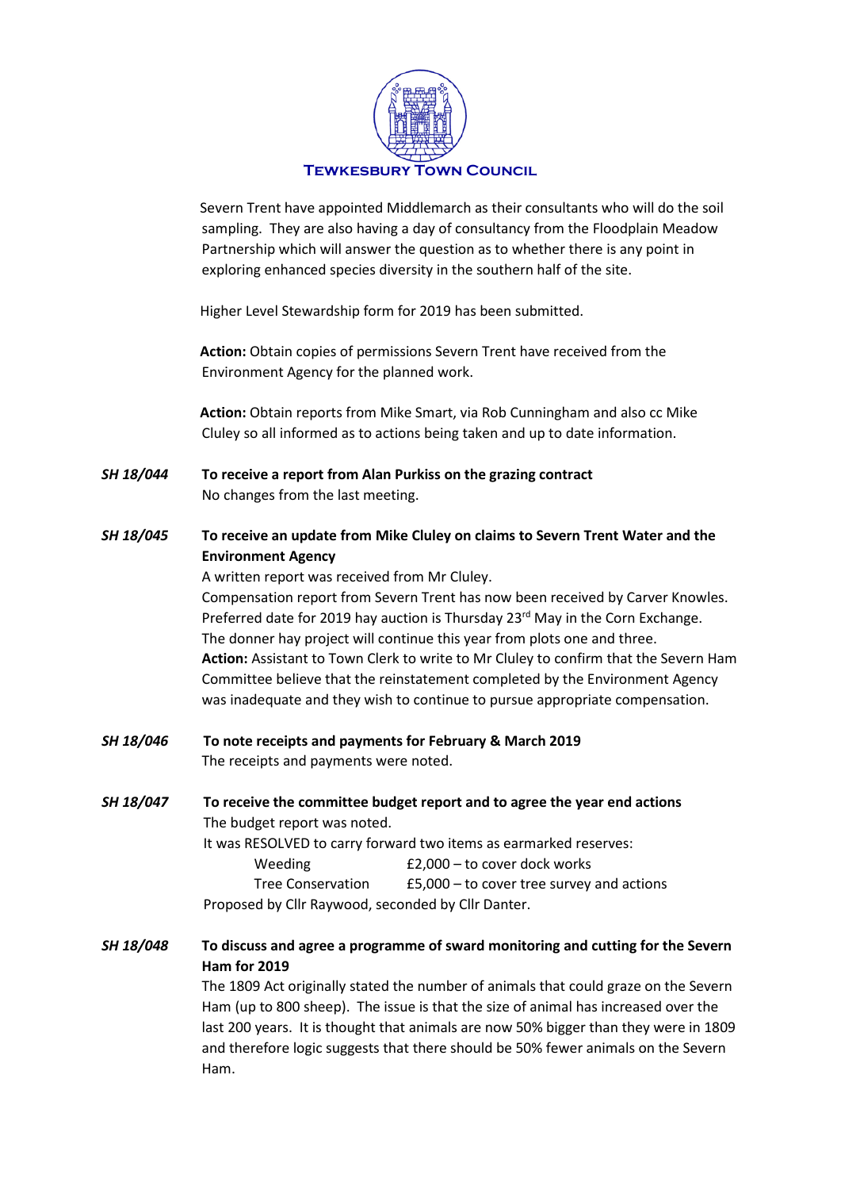Severn Trent have appointed Middlemarch as their consultants who will do the soil sampling. They are also having a day of consultancy from the Floodplain Meadow Partnership which will answer the question as to whether there is any point in exploring enhanced species diversity in the southern half of the site.

Higher Level Stewardship form for 2019 has been submitted.

**Action:** Obtain copies of permissions Severn Trent have received from the Environment Agency for the planned work.

**Action:** Obtain reports from Mike Smart, via Rob Cunningham and also cc Mike Cluley so all informed as to actions being taken and up to date information.

***SH 18/044*** **To receive a report from Alan Purkiss on the grazing contract**

No changes from the last meeting.

***SH 18/045*** **To receive an update from Mike Cluley on claims to Severn Trent Water and the Environment Agency**

A written report was received from Mr Cluley.

Compensation report from Severn Trent has now been received by Carver Knowles.

Preferred date for 2019 hay auction is Thursday 23rd May in the Corn Exchange.

The donner hay project will continue this year from plots one and three.

**Action:** Assistant to Town Clerk to write to Mr Cluley to confirm that the Severn Ham Committee believe that the reinstatement completed by the Environment Agency was inadequate and they wish to continue to pursue appropriate compensation.

***SH 18/046*** **To note receipts and payments for February & March 2019**

The receipts and payments were noted.

***SH 18/047*** **To receive the committee budget report and to agree the year end actions**

The budget report was noted.

It was RESOLVED to carry forward two items as earmarked reserves:

| | |
|---|---|
| Weeding | £2,000 – to cover dock works |
| Tree Conservation | £5,000 – to cover tree survey and actions |

Proposed by Cllr Raywood, seconded by Cllr Danter.

***SH 18/048*** **To discuss and agree a programme of sward monitoring and cutting for the Severn Ham for 2019**

The 1809 Act originally stated the number of animals that could graze on the Severn Ham (up to 800 sheep). The issue is that the size of animal has increased over the last 200 years. It is thought that animals are now 50% bigger than they were in 1809 and therefore logic suggests that there should be 50% fewer animals on the Severn Ham.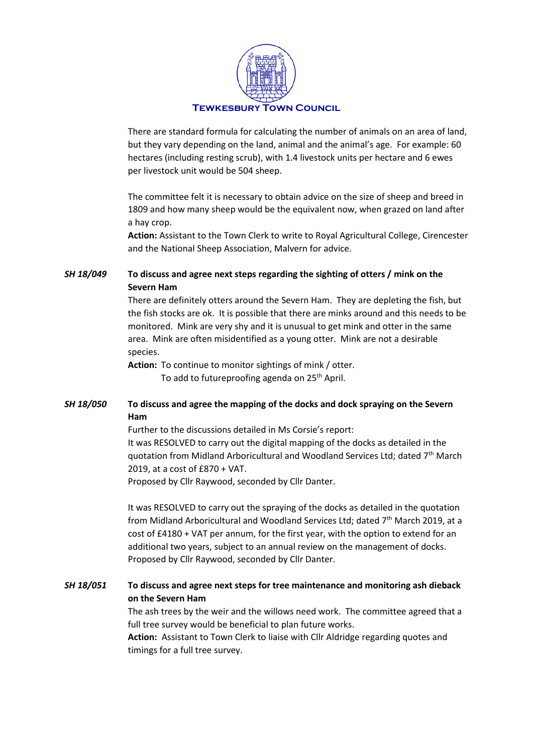There are standard formula for calculating the number of animals on an area of land, but they vary depending on the land, animal and the animal's age. For example: 60 hectares (including resting scrub), with 1.4 livestock units per hectare and 6 ewes per livestock unit would be 504 sheep.

The committee felt it is necessary to obtain advice on the size of sheep and breed in 1809 and how many sheep would be the equivalent now, when grazed on land after a hay crop.

**Action:** Assistant to the Town Clerk to write to Royal Agricultural College, Cirencester and the National Sheep Association, Malvern for advice.

***SH 18/049*** **To discuss and agree next steps regarding the sighting of otters / mink on the Severn Ham**

There are definitely otters around the Severn Ham. They are depleting the fish, but the fish stocks are ok. It is possible that there are minks around and this needs to be monitored. Mink are very shy and it is unusual to get mink and otter in the same area. Mink are often misidentified as a young otter. Mink are not a desirable species.

**Action:** To continue to monitor sightings of mink / otter.
To add to futureproofing agenda on 25th April.

***SH 18/050*** **To discuss and agree the mapping of the docks and dock spraying on the Severn Ham**

Further to the discussions detailed in Ms Corsie's report:

It was RESOLVED to carry out the digital mapping of the docks as detailed in the quotation from Midland Arboricultural and Woodland Services Ltd; dated 7th March 2019, at a cost of £870 + VAT.

Proposed by Cllr Raywood, seconded by Cllr Danter.

It was RESOLVED to carry out the spraying of the docks as detailed in the quotation from Midland Arboricultural and Woodland Services Ltd; dated 7th March 2019, at a cost of £4180 + VAT per annum, for the first year, with the option to extend for an additional two years, subject to an annual review on the management of docks.

Proposed by Cllr Raywood, seconded by Cllr Danter.

***SH 18/051*** **To discuss and agree next steps for tree maintenance and monitoring ash dieback on the Severn Ham**

The ash trees by the weir and the willows need work. The committee agreed that a full tree survey would be beneficial to plan future works.

**Action:** Assistant to Town Clerk to liaise with Cllr Aldridge regarding quotes and timings for a full tree survey.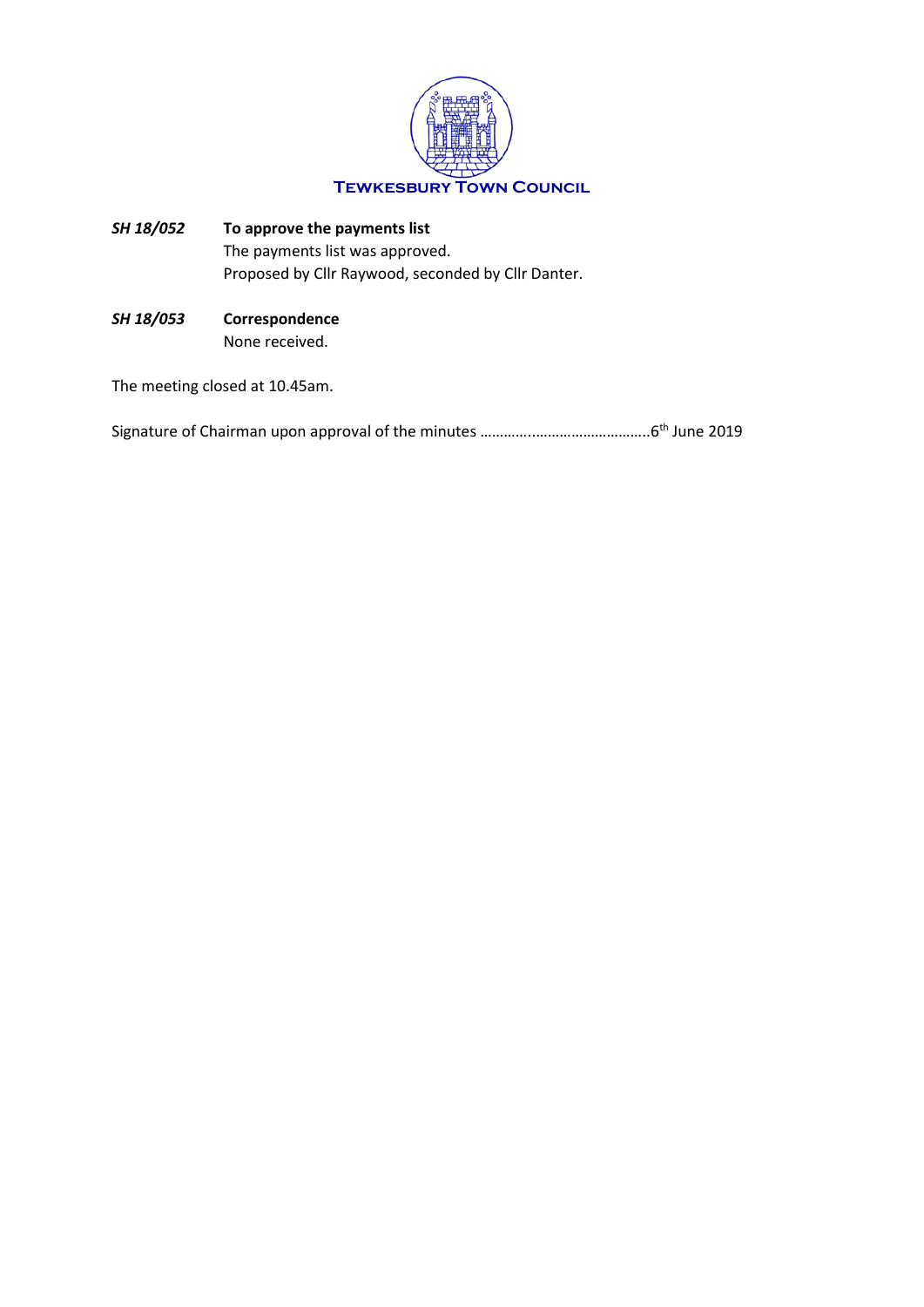**TEWKESBURY TOWN COUNCIL**

***SH 18/052*** **To approve the payments list**

The payments list was approved.

Proposed by Cllr Raywood, seconded by Cllr Danter.

***SH 18/053*** **Correspondence**

None received.

The meeting closed at 10.45am.

Signature of Chairman upon approval of the minutes ………..………………………..6th June 2019